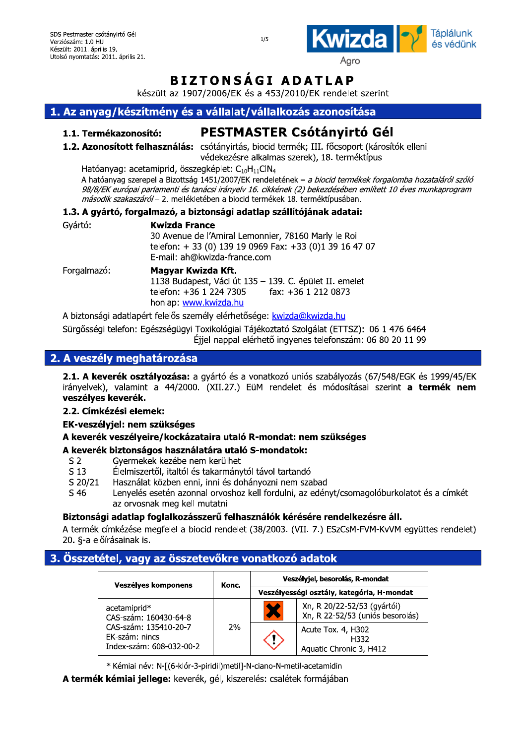SDS Pestmaster csótányirtó Gél
Verziószám: 1.0 HU
Készült: 2011. április 19.
Utolsó nyomtatás: 2011. április 21.

Kwizda Agro — Táplálunk és védünk

# BIZTONSÁGI ADATLAP

készült az 1907/2006/EK és a 453/2010/EK rendelet szerint

## 1. Az anyag/készítmény és a vállalat/vállalkozás azonosítása

**1.1. Termékazonosító:** **PESTMASTER Csótányirtó Gél**

**1.2. Azonosított felhasználás:** csótányirtás, biocid termék; III. főcsoport (károsítók elleni védekezésre alkalmas szerek), 18. terméktípus

Hatóanyag: acetamiprid, összegképlet: $C_{10}H_{11}ClN_4$

A hatóanyag szerepel a Bizottság 1451/2007/EK rendeletének – *a biocid termékek forgalomba hozataláról szóló 98/8/EK európai parlamenti és tanácsi irányelv 16. cikkének (2) bekezdésében említett 10 éves munkaprogram második szakaszáról* – 2. mellékletében a biocid termékek 18. terméktípusában.

**1.3. A gyártó, forgalmazó, a biztonsági adatlap szállítójának adatai:**

Gyártó: **Kwizda France**
30 Avenue de l'Amiral Lemonnier, 78160 Marly le Roi
telefon: + 33 (0) 139 19 0969 Fax: +33 (0)1 39 16 47 07
E-mail: ah@kwizda-france.com

Forgalmazó: **Magyar Kwizda Kft.**
1138 Budapest, Váci út 135 – 139. C. épület II. emelet
telefon: +36 1 224 7305 fax: +36 1 212 0873
honlap: www.kwizda.hu

A biztonsági adatlapért felelős személy elérhetősége: kwizda@kwizda.hu

Sürgősségi telefon: Egészségügyi Toxikológiai Tájékoztató Szolgálat (ETTSZ): 06 1 476 6464
Éjjel-nappal elérhető ingyenes telefonszám: 06 80 20 11 99

## 2. A veszély meghatározása

**2.1. A keverék osztályozása:** a gyártó és a vonatkozó uniós szabályozás (67/548/EGK és 1999/45/EK irányelvek), valamint a 44/2000. (XII.27.) EüM rendelet és módosításai szerint **a termék nem veszélyes keverék.**

**2.2. Címkézési elemek:**

**EK-veszélyjel: nem szükséges**

**A keverék veszélyeire/kockázataira utaló R-mondat: nem szükséges**

**A keverék biztonságos használatára utaló S-mondatok:**

- S 2 Gyermekek kezébe nem kerülhet
- S 13 Élelmiszertől, italtól és takarmánytól távol tartandó
- S 20/21 Használat közben enni, inni és dohányozni nem szabad
- S 46 Lenyelés esetén azonnal orvoshoz kell fordulni, az edényt/csomagolóburkolatot és a címkét az orvosnak meg kell mutatni

**Biztonsági adatlap foglalkozásszerű felhasználók kérésére rendelkezésre áll.**

A termék címkézése megfelel a biocid rendelet (38/2003. (VII. 7.) ESzCsM-FVM-KvVM együttes rendelet) 20. §-a előírásainak is.

## 3. Összetétel, vagy az összetevőkre vonatkozó adatok

| Veszélyes komponens | Konc. | Veszélyjel, besorolás, R-mondat / Veszélyességi osztály, kategória, H-mondat | |
|---|---|---|---|
| acetamiprid* CAS-szám: 160430-64-8 CAS-szám: 135410-20-7 EK-szám: nincs Index-szám: 608-032-00-2 | 2% | Xn | Xn, R 20/22-52/53 (gyártói) Xn, R 22-52/53 (uniós besorolás) |
| | | GHS07 | Acute Tox. 4, H302 H332 Aquatic Chronic 3, H412 |

\* Kémiai név: N-[(6-klór-3-piridil)metil]-N-ciano-N-metil-acetamidin

**A termék kémiai jellege:** keverék, gél, kiszerelés: csalétek formájában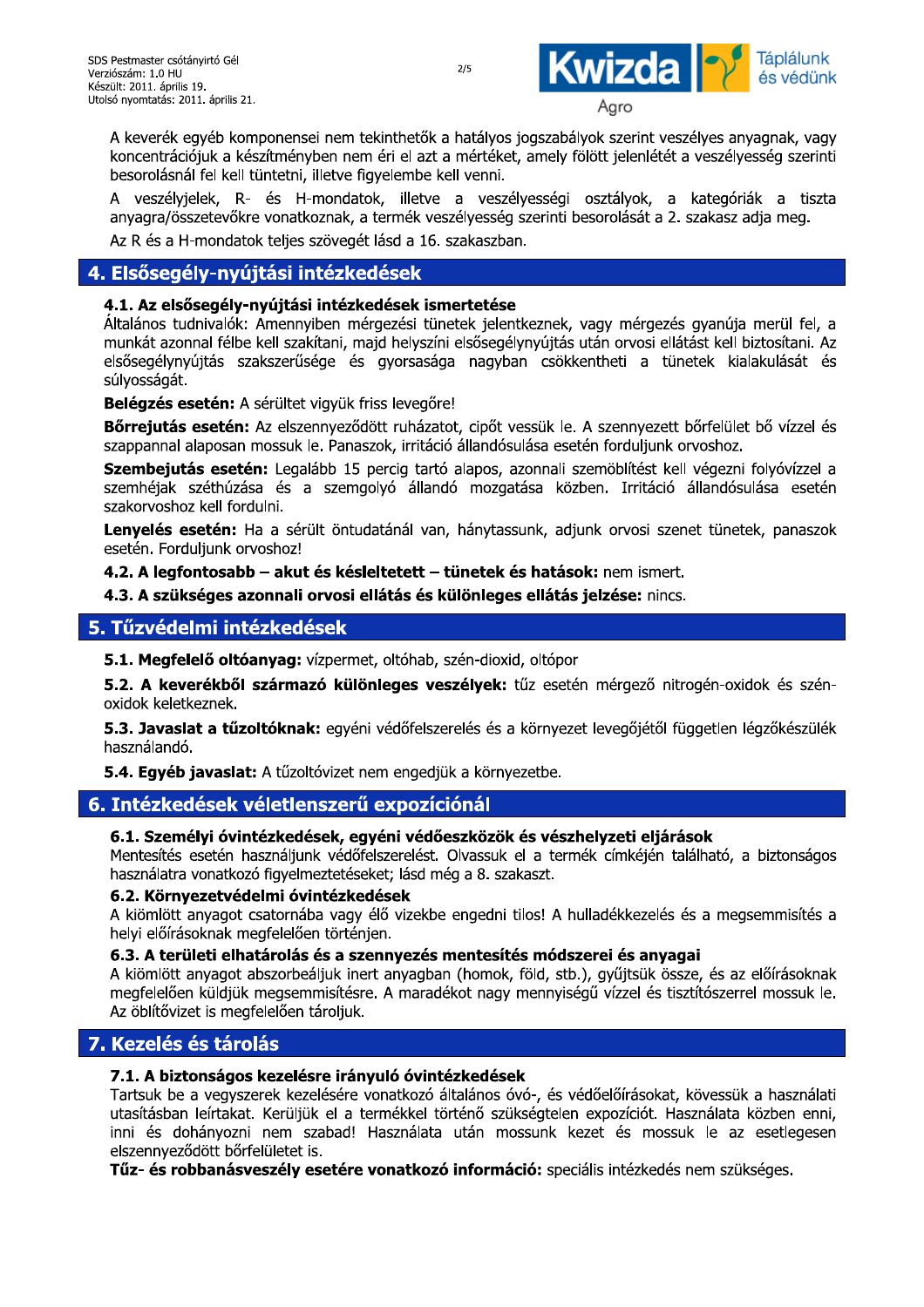A keverék egyéb komponensei nem tekinthetők a hatályos jogszabályok szerint veszélyes anyagnak, vagy koncentrációjuk a készítményben nem éri el azt a mértéket, amely fölött jelenlétét a veszélyesség szerinti besorolásnál fel kell tüntetni, illetve figyelembe kell venni.

A veszélyjelek, R- és H-mondatok, illetve a veszélyességi osztályok, a kategóriák a tiszta anyagra/összetevőkre vonatkoznak, a termék veszélyesség szerinti besorolását a 2. szakasz adja meg.

Az R és a H-mondatok teljes szövegét lásd a 16. szakaszban.

## 4. Elsősegély-nyújtási intézkedések

### 4.1. Az elsősegély-nyújtási intézkedések ismertetése

Általános tudnivalók: Amennyiben mérgezési tünetek jelentkeznek, vagy mérgezés gyanúja merül fel, a munkát azonnal félbe kell szakítani, majd helyszíni elsősegélynyújtás után orvosi ellátást kell biztosítani. Az elsősegélynyújtás szakszerűsége és gyorsasága nagyban csökkentheti a tünetek kialakulását és súlyosságát.

**Belégzés esetén:** A sérültet vigyük friss levegőre!

**Bőrrejutás esetén:** Az elszennyeződött ruházatot, cipőt vessük le. A szennyezett bőrfelület bő vízzel és szappannal alaposan mossuk le. Panaszok, irritáció állandósulása esetén forduljunk orvoshoz.

**Szembejutás esetén:** Legalább 15 percig tartó alapos, azonnali szemöblítést kell végezni folyóvízzel a szemhéjak széthúzása és a szemgolyó állandó mozgatása közben. Irritáció állandósulása esetén szakorvoshoz kell fordulni.

**Lenyelés esetén:** Ha a sérült öntudatánál van, hánytassunk, adjunk orvosi szenet tünetek, panaszok esetén. Forduljunk orvoshoz!

**4.2. A legfontosabb – akut és késleltetett – tünetek és hatások:** nem ismert.

**4.3. A szükséges azonnali orvosi ellátás és különleges ellátás jelzése:** nincs.

## 5. Tűzvédelmi intézkedések

**5.1. Megfelelő oltóanyag:** vízpermet, oltóhab, szén-dioxid, oltópor

**5.2. A keverékből származó különleges veszélyek:** tűz esetén mérgező nitrogén-oxidok és szén-oxidok keletkeznek.

**5.3. Javaslat a tűzoltóknak:** egyéni védőfelszerelés és a környezet levegőjétől független légzőkészülék használandó.

**5.4. Egyéb javaslat:** A tűzoltóvizet nem engedjük a környezetbe.

## 6. Intézkedések véletlenszerű expozíciónál

### 6.1. Személyi óvintézkedések, egyéni védőeszközök és vészhelyzeti eljárások

Mentesítés esetén használjunk védőfelszerelést. Olvassuk el a termék címkéjén található, a biztonságos használatra vonatkozó figyelmeztetéseket; lásd még a 8. szakaszt.

### 6.2. Környezetvédelmi óvintézkedések

A kiömlött anyagot csatornába vagy élő vizekbe engedni tilos! A hulladékkezelés és a megsemmisítés a helyi előírásoknak megfelelően történjen.

### 6.3. A területi elhatárolás és a szennyezés mentesítés módszerei és anyagai

A kiömlött anyagot abszorbeáljuk inert anyagban (homok, föld, stb.), gyűjtsük össze, és az előírásoknak megfelelően küldjük megsemmisítésre. A maradékot nagy mennyiségű vízzel és tisztítószerrel mossuk le. Az öblítővizet is megfelelően tároljuk.

## 7. Kezelés és tárolás

### 7.1. A biztonságos kezelésére irányuló óvintézkedések

Tartsuk be a vegyszerek kezelésére vonatkozó általános óvó-, és védőelőírásokat, kövessük a használati utasításban leírtakat. Kerüljük el a termékkel történő szükségtelen expozíciót. Használata közben enni, inni és dohányozni nem szabad! Használata után mossunk kezet és mossuk le az esetlegesen elszennyeződött bőrfelületet is.

**Tűz- és robbanásveszély esetére vonatkozó információ:** speciális intézkedés nem szükséges.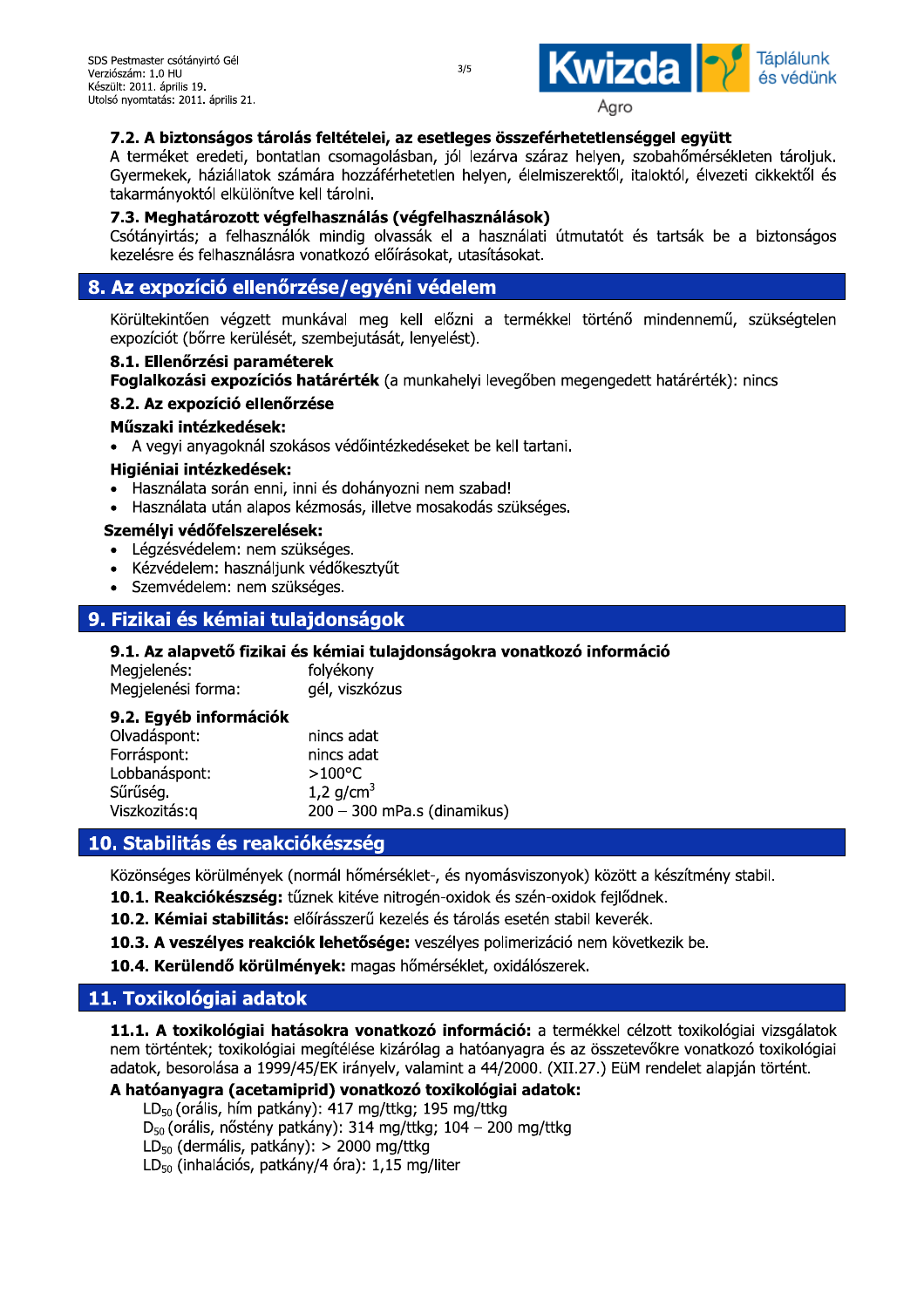### 7.2. A biztonságos tárolás feltételei, az esetleges összeférhetetlenséggel együtt

A terméket eredeti, bontatlan csomagolásban, jól lezárva száraz helyen, szobahőmérsékleten tároljuk. Gyermekek, háziállatok számára hozzáférhetetlen helyen, élelmiszerektől, italoktól, élvezeti cikkektől és takarmányoktól elkülönítve kell tárolni.

### 7.3. Meghatározott végfelhasználás (végfelhasználások)

Csótányirtás; a felhasználók mindig olvassák el a használati útmutatót és tartsák be a biztonságos kezelésre és felhasználásra vonatkozó előírásokat, utasításokat.

## 8. Az expozíció ellenőrzése/egyéni védelem

Körültekintően végzett munkával meg kell előzni a termékkel történő mindennemű, szükségtelen expozíciót (bőrre kerülését, szembejutását, lenyelését).

### 8.1. Ellenőrzési paraméterek

**Foglalkozási expozíciós határérték** (a munkahelyi levegőben megengedett határérték): nincs

### 8.2. Az expozíció ellenőrzése

**Műszaki intézkedések:**

- A vegyi anyagoknál szokásos védőintézkedéseket be kell tartani.

**Higiéniai intézkedések:**

- Használata során enni, inni és dohányozni nem szabad!
- Használata után alapos kézmosás, illetve mosakodás szükséges.

**Személyi védőfelszerelések:**

- Légzésvédelem: nem szükséges.
- Kézvédelem: használjunk védőkesztyűt
- Szemvédelem: nem szükséges.

## 9. Fizikai és kémiai tulajdonságok

### 9.1. Az alapvető fizikai és kémiai tulajdonságokra vonatkozó információ

| | |
|---|---|
| Megjelenés: | folyékony |
| Megjelenési forma: | gél, viszkózus |

### 9.2. Egyéb információk

| | |
|---|---|
| Olvadáspont: | nincs adat |
| Forráspont: | nincs adat |
| Lobbanáspont: | >100°C |
| Sűrűség. | 1,2 g/cm$^3$ |
| Viszkozitás:q | 200 – 300 mPa.s (dinamikus) |

## 10. Stabilitás és reakciókészség

Közönséges körülmények (normál hőmérséklet-, és nyomásviszonyok) között a készítmény stabil.

**10.1. Reakciókészség:** tűznek kitéve nitrogén-oxidok és szén-oxidok fejlődnek.

**10.2. Kémiai stabilitás:** előírásszerű kezelés és tárolás esetén stabil keverék.

**10.3. A veszélyes reakciók lehetősége:** veszélyes polimerizáció nem következik be.

**10.4. Kerülendő körülmények:** magas hőmérséklet, oxidálószerek.

## 11. Toxikológiai adatok

**11.1. A toxikológiai hatásokra vonatkozó információ:** a termékkel célzott toxikológiai vizsgálatok nem történtek; toxikológiai megítélése kizárólag a hatóanyagra és az összetevőkre vonatkozó toxikológiai adatok, besorolása a 1999/45/EK irányelv, valamint a 44/2000. (XII.27.) EüM rendelet alapján történt.

**A hatóanyagra (acetamiprid) vonatkozó toxikológiai adatok:**

$LD_{50}$ (orális, hím patkány): 417 mg/ttkg; 195 mg/ttkg
$D_{50}$ (orális, nőstény patkány): 314 mg/ttkg; 104 – 200 mg/ttkg
$LD_{50}$ (dermális, patkány): > 2000 mg/ttkg
$LD_{50}$ (inhalációs, patkány/4 óra): 1,15 mg/liter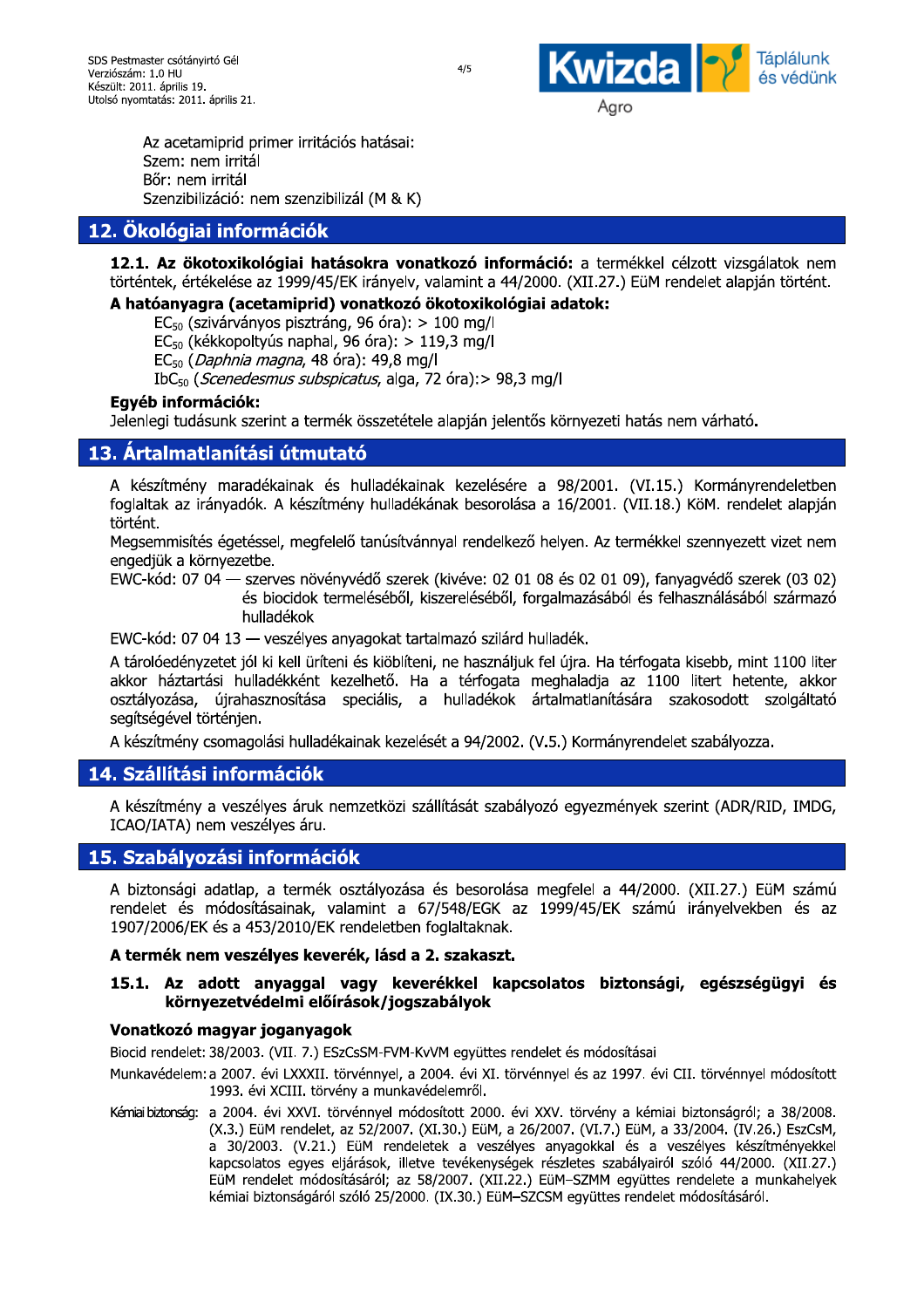Az acetamiprid primer irritációs hatásai:
Szem: nem irritál
Bőr: nem irritál
Szenzibilizáció: nem szenzibilizál (M & K)

## 12. Ökológiai információk

**12.1. Az ökotoxikológiai hatásokra vonatkozó információ:** a termékkel célzott vizsgálatok nem történtek, értékelése az 1999/45/EK irányelv, valamint a 44/2000. (XII.27.) EüM rendelet alapján történt.

**A hatóanyagra (acetamiprid) vonatkozó ökotoxikológiai adatok:**

$EC_{50}$ (szivárványos pisztráng, 96 óra): > 100 mg/l
$EC_{50}$ (kékkopoltyús naphal, 96 óra): > 119,3 mg/l
$EC_{50}$ (*Daphnia magna*, 48 óra): 49,8 mg/l
$IbC_{50}$ (*Scenedesmus subspicatus*, alga, 72 óra):> 98,3 mg/l

**Egyéb információk:**
Jelenlegi tudásunk szerint a termék összetétele alapján jelentős környezeti hatás nem várható.

## 13. Ártalmatlanítási útmutató

A készítmény maradékainak és hulladékainak kezelésére a 98/2001. (VI.15.) Kormányrendeletben foglaltak az irányadók. A készítmény hulladékának besorolása a 16/2001. (VII.18.) KöM. rendelet alapján történt.

Megsemmisítés égetéssel, megfelelő tanúsítvánnyal rendelkező helyen. Az termékkel szennyezett vizet nem engedjük a környezetbe.

EWC-kód: 07 04 — szerves növényvédő szerek (kivéve: 02 01 08 és 02 01 09), fanyagvédő szerek (03 02) és biocidok termeléséből, kiszereléséből, forgalmazásából és felhasználásából származó hulladékok

EWC-kód: 07 04 13 — veszélyes anyagokat tartalmazó szilárd hulladék.

A tárolóedényzetet jól ki kell üríteni és kiöblíteni, ne használjuk fel újra. Ha térfogata kisebb, mint 1100 liter akkor háztartási hulladékként kezelhető. Ha a térfogata meghaladja az 1100 litert hetente, akkor osztályozása, újrahasznosítása speciális, a hulladékok ártalmatlanítására szakosodott szolgáltató segítségével történjen.

A készítmény csomagolási hulladékainak kezelését a 94/2002. (V.5.) Kormányrendelet szabályozza.

## 14. Szállítási információk

A készítmény a veszélyes áruk nemzetközi szállítását szabályozó egyezmények szerint (ADR/RID, IMDG, ICAO/IATA) nem veszélyes áru.

## 15. Szabályozási információk

A biztonsági adatlap, a termék osztályozása és besorolása megfelel a 44/2000. (XII.27.) EüM számú rendelet és módosításainak, valamint a 67/548/EGK az 1999/45/EK számú irányelvekben és az 1907/2006/EK és a 453/2010/EK rendeletben foglaltaknak.

**A termék nem veszélyes keverék, lásd a 2. szakaszt.**

**15.1. Az adott anyaggal vagy keverékkel kapcsolatos biztonsági, egészségügyi és környezetvédelmi előírások/jogszabályok**

**Vonatkozó magyar joganyagok**

Biocid rendelet: 38/2003. (VII. 7.) ESzCsSM-FVM-KvVM együttes rendelet és módosításai

Munkavédelem: a 2007. évi LXXXII. törvénnyel, a 2004. évi XI. törvénnyel és az 1997. évi CII. törvénnyel módosított 1993. évi XCIII. törvény a munkavédelemről.

Kémiai biztonság: a 2004. évi XXVI. törvénnyel módosított 2000. évi XXV. törvény a kémiai biztonságról; a 38/2008. (X.3.) EüM rendelet, az 52/2007. (XI.30.) EüM, a 26/2007. (VI.7.) EüM, a 33/2004. (IV.26.) EszCsM, a 30/2003. (V.21.) EüM rendeletek a veszélyes anyagokkal és a veszélyes készítményekkel kapcsolatos egyes eljárások, illetve tevékenységek részletes szabályairól szóló 44/2000. (XII.27.) EüM rendelet módosításáról; az 58/2007. (XII.22.) EüM–SZMM együttes rendelete a munkahelyek kémiai biztonságáról szóló 25/2000. (IX.30.) EüM–SZCSM együttes rendelet módosításáról.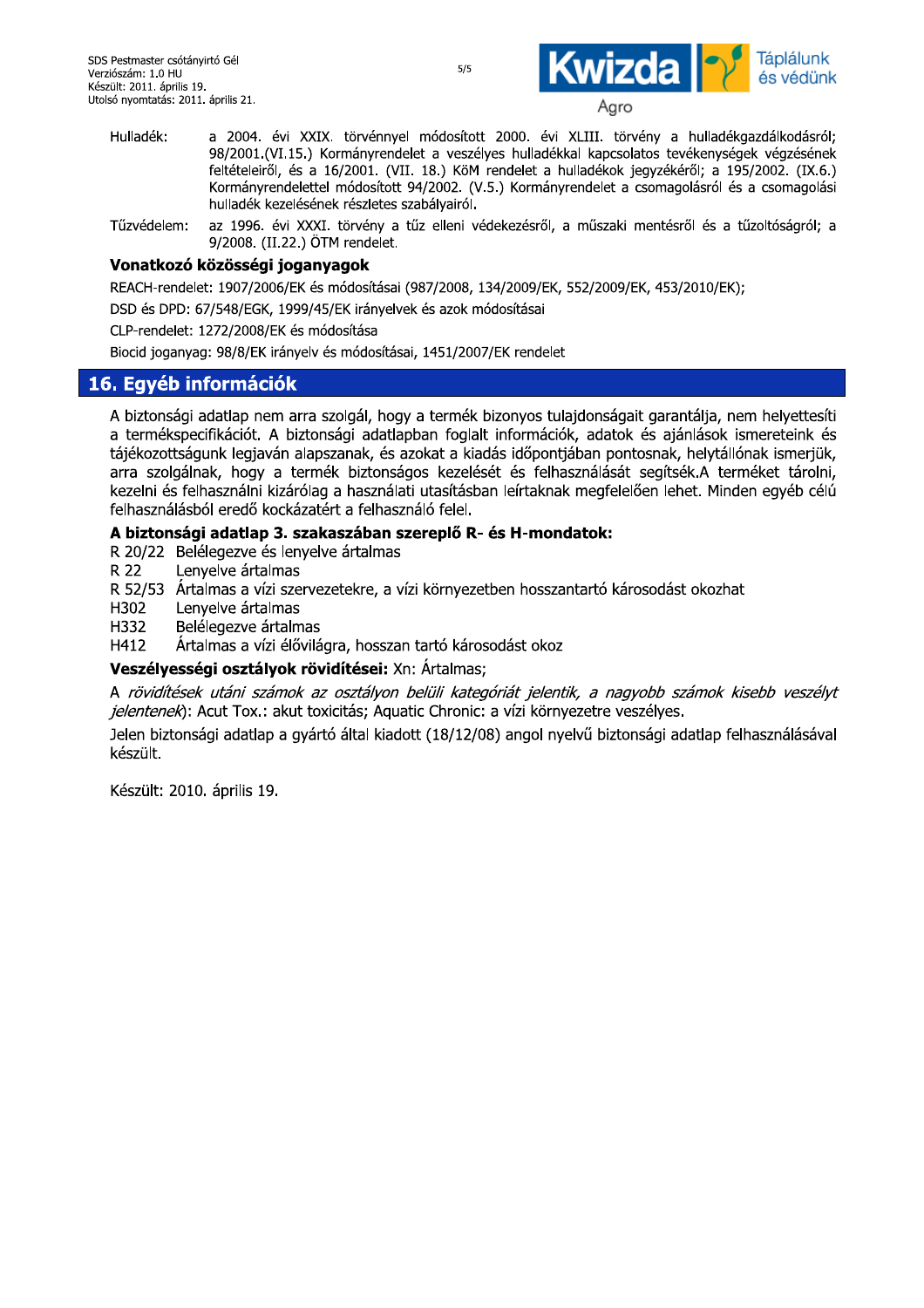Hulladék: a 2004. évi XXIX. törvénnyel módosított 2000. évi XLIII. törvény a hulladékgazdálkodásról; 98/2001.(VI.15.) Kormányrendelet a veszélyes hulladékkal kapcsolatos tevékenységek végzésének feltételeiről, és a 16/2001. (VII. 18.) KöM rendelet a hulladékok jegyzékéről; a 195/2002. (IX.6.) Kormányrendelettel módosított 94/2002. (V.5.) Kormányrendelet a csomagolásról és a csomagolási hulladék kezelésének részletes szabályairól.

Tűzvédelem: az 1996. évi XXXI. törvény a tűz elleni védekezésről, a műszaki mentésről és a tűzoltóságról; a 9/2008. (II.22.) ÖTM rendelet.

### Vonatkozó közösségi joganyagok

REACH-rendelet: 1907/2006/EK és módosításai (987/2008, 134/2009/EK, 552/2009/EK, 453/2010/EK);

DSD és DPD: 67/548/EGK, 1999/45/EK irányelvek és azok módosításai

CLP-rendelet: 1272/2008/EK és módosítása

Biocid joganyag: 98/8/EK irányelv és módosításai, 1451/2007/EK rendelet

## 16. Egyéb információk

A biztonsági adatlap nem arra szolgál, hogy a termék bizonyos tulajdonságait garantálja, nem helyettesíti a termékspecifikációt. A biztonsági adatlapban foglalt információk, adatok és ajánlások ismereteink és tájékozottságunk legjaván alapszanak, és azokat a kiadás időpontjában pontosnak, helytállónak ismerjük, arra szolgálnak, hogy a termék biztonságos kezelését és felhasználását segítsék.A terméket tárolni, kezelni és felhasználni kizárólag a használati utasításban leírtaknak megfelelően lehet. Minden egyéb célú felhasználásból eredő kockázatért a felhasználó felel.

**A biztonsági adatlap 3. szakaszában szereplő R- és H-mondatok:**

R 20/22 Belélegezve és lenyelve ártalmas
R 22 Lenyelve ártalmas
R 52/53 Ártalmas a vízi szervezetekre, a vízi környezetben hosszantartó károsodást okozhat
H302 Lenyelve ártalmas
H332 Belélegezve ártalmas
H412 Ártalmas a vízi élővilágra, hosszan tartó károsodást okoz

**Veszélyességi osztályok rövidítései:** Xn: Ártalmas;

A *rövidítések utáni számok az osztályon belüli kategóriát jelentik, a nagyobb számok kisebb veszélyt jelentenek*): Acut Tox.: akut toxicitás; Aquatic Chronic: a vízi környezetre veszélyes.

Jelen biztonsági adatlap a gyártó által kiadott (18/12/08) angol nyelvű biztonsági adatlap felhasználásával készült.

Készült: 2010. április 19.